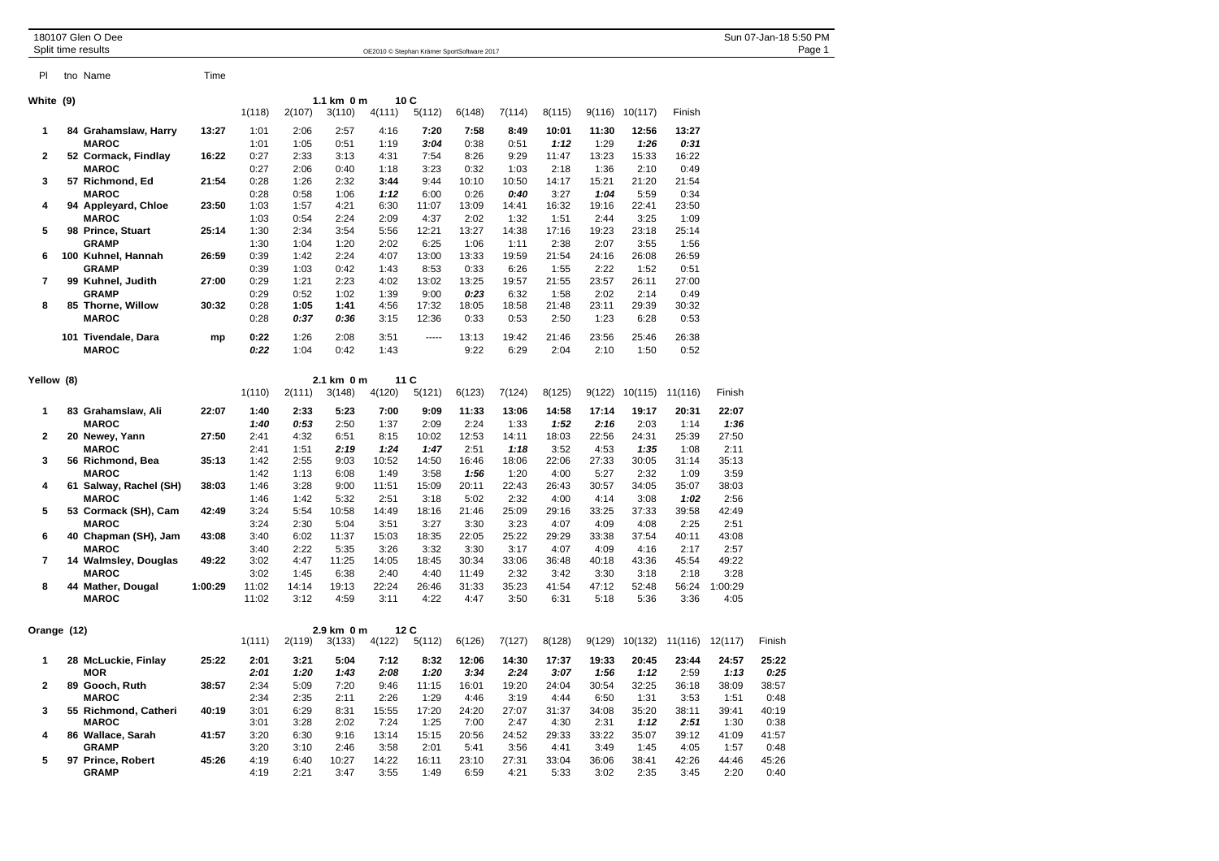180107 Glen O Dee
Split time results

OE2010 © Stephan Krämer SportSoftware 2017

Sun 07-Jan-18 5:50 PM

## White (9) — 1.1 km 0 m, 10 C

| Pl | tno | Name | Time | 1(118) | 2(107) | 3(110) | 4(111) | 5(112) | 6(148) | 7(114) | 8(115) | 9(116) | 10(117) | Finish |
|---|---|---|---|---|---|---|---|---|---|---|---|---|---|---|
| 1 | 84 | **Grahamslaw, Harry** | **13:27** | 1:01 | 2:06 | 2:57 | 4:16 | **7:20** | **7:58** | **8:49** | **10:01** | **11:30** | **12:56** | **13:27** |
| | | **MAROC** | | 1:01 | 1:05 | 0:51 | 1:19 | ***3:04*** | 0:38 | 0:51 | ***1:12*** | 1:29 | ***1:26*** | ***0:31*** |
| 2 | 52 | **Cormack, Findlay** | **16:22** | 0:27 | 2:33 | 3:13 | 4:31 | 7:54 | 8:26 | 9:29 | 11:47 | 13:23 | 15:33 | 16:22 |
| | | **MAROC** | | 0:27 | 2:06 | 0:40 | 1:18 | 3:23 | 0:32 | 1:03 | 2:18 | 1:36 | 2:10 | 0:49 |
| 3 | 57 | **Richmond, Ed** | **21:54** | 0:28 | 1:26 | 2:32 | **3:44** | 9:44 | 10:10 | 10:50 | 14:17 | 15:21 | 21:20 | 21:54 |
| | | **MAROC** | | 0:28 | 0:58 | 1:06 | ***1:12*** | 6:00 | 0:26 | ***0:40*** | 3:27 | ***1:04*** | 5:59 | 0:34 |
| 4 | 94 | **Appleyard, Chloe** | **23:50** | 1:03 | 1:57 | 4:21 | 6:30 | 11:07 | 13:09 | 14:41 | 16:32 | 19:16 | 22:41 | 23:50 |
| | | **MAROC** | | 1:03 | 0:54 | 2:24 | 2:09 | 4:37 | 2:02 | 1:32 | 1:51 | 2:44 | 3:25 | 1:09 |
| 5 | 98 | **Prince, Stuart** | **25:14** | 1:30 | 2:34 | 3:54 | 5:56 | 12:21 | 13:27 | 14:38 | 17:16 | 19:23 | 23:18 | 25:14 |
| | | **GRAMP** | | 1:30 | 1:04 | 1:20 | 2:02 | 6:25 | 1:06 | 1:11 | 2:38 | 2:07 | 3:55 | 1:56 |
| 6 | 100 | **Kuhnel, Hannah** | **26:59** | 0:39 | 1:42 | 2:24 | 4:07 | 13:00 | 13:33 | 19:59 | 21:54 | 24:16 | 26:08 | 26:59 |
| | | **GRAMP** | | 0:39 | 1:03 | 0:42 | 1:43 | 8:53 | 0:33 | 6:26 | 1:55 | 2:22 | 1:52 | 0:51 |
| 7 | 99 | **Kuhnel, Judith** | **27:00** | 0:29 | 1:21 | 2:23 | 4:02 | 13:02 | 13:25 | 19:57 | 21:55 | 23:57 | 26:11 | 27:00 |
| | | **GRAMP** | | 0:29 | 0:52 | 1:02 | 1:39 | 9:00 | ***0:23*** | 6:32 | 1:58 | 2:02 | 2:14 | 0:49 |
| 8 | 85 | **Thorne, Willow** | **30:32** | 0:28 | **1:05** | **1:41** | 4:56 | 17:32 | 18:05 | 18:58 | 21:48 | 23:11 | 29:39 | 30:32 |
| | | **MAROC** | | 0:28 | ***0:37*** | ***0:36*** | 3:15 | 12:36 | 0:33 | 0:53 | 2:50 | 1:23 | 6:28 | 0:53 |
| | 101 | **Tivendale, Dara** | **mp** | **0:22** | 1:26 | 2:08 | 3:51 | ----- | 13:13 | 19:42 | 21:46 | 23:56 | 25:46 | 26:38 |
| | | **MAROC** | | ***0:22*** | 1:04 | 0:42 | 1:43 | | 9:22 | 6:29 | 2:04 | 2:10 | 1:50 | 0:52 |

## Yellow (8) — 2.1 km 0 m, 11 C

| Pl | tno | Name | Time | 1(110) | 2(111) | 3(148) | 4(120) | 5(121) | 6(123) | 7(124) | 8(125) | 9(122) | 10(115) | 11(116) | Finish |
|---|---|---|---|---|---|---|---|---|---|---|---|---|---|---|---|
| 1 | 83 | **Grahamslaw, Ali** | **22:07** | **1:40** | **2:33** | **5:23** | **7:00** | **9:09** | **11:33** | **13:06** | **14:58** | **17:14** | **19:17** | **20:31** | **22:07** |
| | | **MAROC** | | ***1:40*** | ***0:53*** | 2:50 | 1:37 | 2:09 | 2:24 | 1:33 | ***1:52*** | ***2:16*** | 2:03 | 1:14 | ***1:36*** |
| 2 | 20 | **Newey, Yann** | **27:50** | 2:41 | 4:32 | 6:51 | 8:15 | 10:02 | 12:53 | 14:11 | 18:03 | 22:56 | 24:31 | 25:39 | 27:50 |
| | | **MAROC** | | 2:41 | 1:51 | ***2:19*** | ***1:24*** | ***1:47*** | 2:51 | ***1:18*** | 3:52 | 4:53 | ***1:35*** | 1:08 | 2:11 |
| 3 | 56 | **Richmond, Bea** | **35:13** | 1:42 | 2:55 | 9:03 | 10:52 | 14:50 | 16:46 | 18:06 | 22:06 | 27:33 | 30:05 | 31:14 | 35:13 |
| | | **MAROC** | | 1:42 | 1:13 | 6:08 | 1:49 | 3:58 | ***1:56*** | 1:20 | 4:00 | 5:27 | 2:32 | 1:09 | 3:59 |
| 4 | 61 | **Salway, Rachel (SH)** | **38:03** | 1:46 | 3:28 | 9:00 | 11:51 | 15:09 | 20:11 | 22:43 | 26:43 | 30:57 | 34:05 | 35:07 | 38:03 |
| | | **MAROC** | | 1:46 | 1:42 | 5:32 | 2:51 | 3:18 | 5:02 | 2:32 | 4:00 | 4:14 | 3:08 | ***1:02*** | 2:56 |
| 5 | 53 | **Cormack (SH), Cam** | **42:49** | 3:24 | 5:54 | 10:58 | 14:49 | 18:16 | 21:46 | 25:09 | 29:16 | 33:25 | 37:33 | 39:58 | 42:49 |
| | | **MAROC** | | 3:24 | 2:30 | 5:04 | 3:51 | 3:27 | 3:30 | 3:23 | 4:07 | 4:09 | 4:08 | 2:25 | 2:51 |
| 6 | 40 | **Chapman (SH), Jam** | **43:08** | 3:40 | 6:02 | 11:37 | 15:03 | 18:35 | 22:05 | 25:22 | 29:29 | 33:38 | 37:54 | 40:11 | 43:08 |
| | | **MAROC** | | 3:40 | 2:22 | 5:35 | 3:26 | 3:32 | 3:30 | 3:17 | 4:07 | 4:09 | 4:16 | 2:17 | 2:57 |
| 7 | 14 | **Walmsley, Douglas** | **49:22** | 3:02 | 4:47 | 11:25 | 14:05 | 18:45 | 30:34 | 33:06 | 36:48 | 40:18 | 43:36 | 45:54 | 49:22 |
| | | **MAROC** | | 3:02 | 1:45 | 6:38 | 2:40 | 4:40 | 11:49 | 2:32 | 3:42 | 3:30 | 3:18 | 2:18 | 3:28 |
| 8 | 44 | **Mather, Dougal** | **1:00:29** | 11:02 | 14:14 | 19:13 | 22:24 | 26:46 | 31:33 | 35:23 | 41:54 | 47:12 | 52:48 | 56:24 | 1:00:29 |
| | | **MAROC** | | 11:02 | 3:12 | 4:59 | 3:11 | 4:22 | 4:47 | 3:50 | 6:31 | 5:18 | 5:36 | 3:36 | 4:05 |

## Orange (12) — 2.9 km 0 m, 12 C

| Pl | tno | Name | Time | 1(111) | 2(119) | 3(133) | 4(122) | 5(112) | 6(126) | 7(127) | 8(128) | 9(129) | 10(132) | 11(116) | 12(117) | Finish |
|---|---|---|---|---|---|---|---|---|---|---|---|---|---|---|---|---|
| 1 | 28 | **McLuckie, Finlay** | **25:22** | **2:01** | **3:21** | **5:04** | **7:12** | **8:32** | **12:06** | **14:30** | **17:37** | **19:33** | **20:45** | **23:44** | **24:57** | **25:22** |
| | | **MOR** | | ***2:01*** | ***1:20*** | ***1:43*** | ***2:08*** | ***1:20*** | ***3:34*** | ***2:24*** | ***3:07*** | ***1:56*** | ***1:12*** | 2:59 | ***1:13*** | ***0:25*** |
| 2 | 89 | **Gooch, Ruth** | **38:57** | 2:34 | 5:09 | 7:20 | 9:46 | 11:15 | 16:01 | 19:20 | 24:04 | 30:54 | 32:25 | 36:18 | 38:09 | 38:57 |
| | | **MAROC** | | 2:34 | 2:35 | 2:11 | 2:26 | 1:29 | 4:46 | 3:19 | 4:44 | 6:50 | 1:31 | 3:53 | 1:51 | 0:48 |
| 3 | 55 | **Richmond, Catheri** | **40:19** | 3:01 | 6:29 | 8:31 | 15:55 | 17:20 | 24:20 | 27:07 | 31:37 | 34:08 | 35:20 | 38:11 | 39:41 | 40:19 |
| | | **MAROC** | | 3:01 | 3:28 | 2:02 | 7:24 | 1:25 | 7:00 | 2:47 | 4:30 | 2:31 | ***1:12*** | ***2:51*** | 1:30 | 0:38 |
| 4 | 86 | **Wallace, Sarah** | **41:57** | 3:20 | 6:30 | 9:16 | 13:14 | 15:15 | 20:56 | 24:52 | 29:33 | 33:22 | 35:07 | 39:12 | 41:09 | 41:57 |
| | | **GRAMP** | | 3:20 | 3:10 | 2:46 | 3:58 | 2:01 | 5:41 | 3:56 | 4:41 | 3:49 | 1:45 | 4:05 | 1:57 | 0:48 |
| 5 | 97 | **Prince, Robert** | **45:26** | 4:19 | 6:40 | 10:27 | 14:22 | 16:11 | 23:10 | 27:31 | 33:04 | 36:06 | 38:41 | 42:26 | 44:46 | 45:26 |
| | | **GRAMP** | | 4:19 | 2:21 | 3:47 | 3:55 | 1:49 | 6:59 | 4:21 | 5:33 | 3:02 | 2:35 | 3:45 | 2:20 | 0:40 |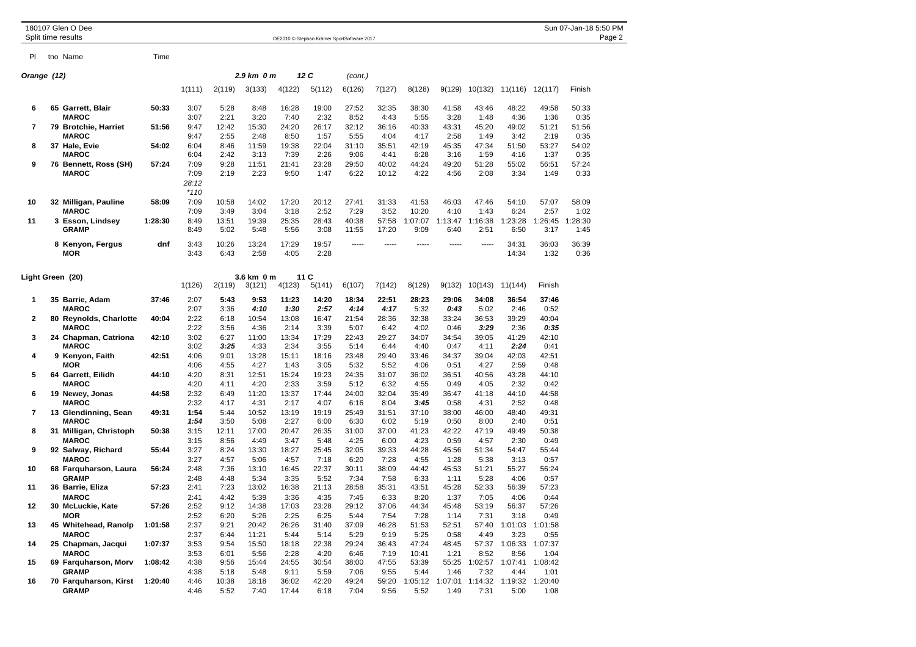## Orange (12)

2.9 km 0 m 12 C (cont.)

| Pl | tno Name | Time | 1(111) | 2(119) | 3(133) | 4(122) | 5(112) | 6(126) | 7(127) | 8(128) | 9(129) | 10(132) | 11(116) | 12(117) | Finish |
|---|---|---|---|---|---|---|---|---|---|---|---|---|---|---|---|
| 6 | 65 Garrett, Blair | 50:33 | 3:07 | 5:28 | 8:48 | 16:28 | 19:00 | 27:52 | 32:35 | 38:30 | 41:58 | 43:46 | 48:22 | 49:58 | 50:33 |
| | MAROC | | 3:07 | 2:21 | 3:20 | 7:40 | 2:32 | 8:52 | 4:43 | 5:55 | 3:28 | 1:48 | 4:36 | 1:36 | 0:35 |
| 7 | 79 Brotchie, Harriet | 51:56 | 9:47 | 12:42 | 15:30 | 24:20 | 26:17 | 32:12 | 36:16 | 40:33 | 43:31 | 45:20 | 49:02 | 51:21 | 51:56 |
| | MAROC | | 9:47 | 2:55 | 2:48 | 8:50 | 1:57 | 5:55 | 4:04 | 4:17 | 2:58 | 1:49 | 3:42 | 2:19 | 0:35 |
| 8 | 37 Hale, Evie | 54:02 | 6:04 | 8:46 | 11:59 | 19:38 | 22:04 | 31:10 | 35:51 | 42:19 | 45:35 | 47:34 | 51:50 | 53:27 | 54:02 |
| | MAROC | | 6:04 | 2:42 | 3:13 | 7:39 | 2:26 | 9:06 | 4:41 | 6:28 | 3:16 | 1:59 | 4:16 | 1:37 | 0:35 |
| 9 | 76 Bennett, Ross (SH) | 57:24 | 7:09 | 9:28 | 11:51 | 21:41 | 23:28 | 29:50 | 40:02 | 44:24 | 49:20 | 51:28 | 55:02 | 56:51 | 57:24 |
| | MAROC | | 7:09 | 2:19 | 2:23 | 9:50 | 1:47 | 6:22 | 10:12 | 4:22 | 4:56 | 2:08 | 3:34 | 1:49 | 0:33 |
| | | | *28:12* | | | | | | | | | | | | |
| | | | *\*110* | | | | | | | | | | | | |
| 10 | 32 Milligan, Pauline | 58:09 | 7:09 | 10:58 | 14:02 | 17:20 | 20:12 | 27:41 | 31:33 | 41:53 | 46:03 | 47:46 | 54:10 | 57:07 | 58:09 |
| | MAROC | | 7:09 | 3:49 | 3:04 | 3:18 | 2:52 | 7:29 | 3:52 | 10:20 | 4:10 | 1:43 | 6:24 | 2:57 | 1:02 |
| 11 | 3 Esson, Lindsey | 1:28:30 | 8:49 | 13:51 | 19:39 | 25:35 | 28:43 | 40:38 | 57:58 | 1:07:07 | 1:13:47 | 1:16:38 | 1:23:28 | 1:26:45 | 1:28:30 |
| | GRAMP | | 8:49 | 5:02 | 5:48 | 5:56 | 3:08 | 11:55 | 17:20 | 9:09 | 6:40 | 2:51 | 6:50 | 3:17 | 1:45 |
| | 8 Kenyon, Fergus | dnf | 3:43 | 10:26 | 13:24 | 17:29 | 19:57 | ----- | ----- | ----- | ----- | ----- | 34:31 | 36:03 | 36:39 |
| | MOR | | 3:43 | 6:43 | 2:58 | 4:05 | 2:28 | | | | | | 14:34 | 1:32 | 0:36 |

## Light Green (20)

3.6 km 0 m 11 C

| Pl | tno Name | Time | 1(126) | 2(119) | 3(121) | 4(123) | 5(141) | 6(107) | 7(142) | 8(129) | 9(132) | 10(143) | 11(144) | Finish |
|---|---|---|---|---|---|---|---|---|---|---|---|---|---|---|
| 1 | 35 Barrie, Adam | 37:46 | 2:07 | **5:43** | **9:53** | **11:23** | **14:20** | **18:34** | **22:51** | 28:23 | 29:06 | **34:08** | **36:54** | **37:46** |
| | MAROC | | 2:07 | 3:36 | ***4:10*** | ***1:30*** | ***2:57*** | ***4:14*** | ***4:17*** | 5:32 | ***0:43*** | 5:02 | 2:46 | 0:52 |
| 2 | 80 Reynolds, Charlotte | 40:04 | 2:22 | 6:18 | 10:54 | 13:08 | 16:47 | 21:54 | 28:36 | 32:38 | 33:24 | 36:53 | 39:29 | 40:04 |
| | MAROC | | 2:22 | 3:56 | 4:36 | 2:14 | 3:39 | 5:07 | 6:42 | 4:02 | 0:46 | ***3:29*** | 2:36 | ***0:35*** |
| 3 | 24 Chapman, Catriona | 42:10 | 3:02 | 6:27 | 11:00 | 13:34 | 17:29 | 22:43 | 29:27 | 34:07 | 34:54 | 39:05 | 41:29 | 42:10 |
| | MAROC | | 3:02 | ***3:25*** | 4:33 | 2:34 | 3:55 | 5:14 | 6:44 | 4:40 | 0:47 | 4:11 | ***2:24*** | 0:41 |
| 4 | 9 Kenyon, Faith | 42:51 | 4:06 | 9:01 | 13:28 | 15:11 | 18:16 | 23:48 | 29:40 | 33:46 | 34:37 | 39:04 | 42:03 | 42:51 |
| | MOR | | 4:06 | 4:55 | 4:27 | 1:43 | 3:05 | 5:32 | 5:52 | 4:06 | 0:51 | 4:27 | 2:59 | 0:48 |
| 5 | 64 Garrett, Eilidh | 44:10 | 4:20 | 8:31 | 12:51 | 15:24 | 19:23 | 24:35 | 31:07 | 36:02 | 36:51 | 40:56 | 43:28 | 44:10 |
| | MAROC | | 4:20 | 4:11 | 4:20 | 2:33 | 3:59 | 5:12 | 6:32 | 4:55 | 0:49 | 4:05 | 2:32 | 0:42 |
| 6 | 19 Newey, Jonas | 44:58 | 2:32 | 6:49 | 11:20 | 13:37 | 17:44 | 24:00 | 32:04 | 35:49 | 36:47 | 41:18 | 44:10 | 44:58 |
| | MAROC | | 2:32 | 4:17 | 4:31 | 2:17 | 4:07 | 6:16 | 8:04 | ***3:45*** | 0:58 | 4:31 | 2:52 | 0:48 |
| 7 | 13 Glendinning, Sean | 49:31 | **1:54** | 5:44 | 10:52 | 13:19 | 19:19 | 25:49 | 31:51 | 37:10 | 38:00 | 46:00 | 48:40 | 49:31 |
| | MAROC | | ***1:54*** | 3:50 | 5:08 | 2:27 | 6:00 | 6:30 | 6:02 | 5:19 | 0:50 | 8:00 | 2:40 | 0:51 |
| 8 | 31 Milligan, Christoph | 50:38 | 3:15 | 12:11 | 17:00 | 20:47 | 26:35 | 31:00 | 37:00 | 41:23 | 42:22 | 47:19 | 49:49 | 50:38 |
| | MAROC | | 3:15 | 8:56 | 4:49 | 3:47 | 5:48 | 4:25 | 6:00 | 4:23 | 0:59 | 4:57 | 2:30 | 0:49 |
| 9 | 92 Salway, Richard | 55:44 | 3:27 | 8:24 | 13:30 | 18:27 | 25:45 | 32:05 | 39:33 | 44:28 | 45:56 | 51:34 | 54:47 | 55:44 |
| | MAROC | | 3:27 | 4:57 | 5:06 | 4:57 | 7:18 | 6:20 | 7:28 | 4:55 | 1:28 | 5:38 | 3:13 | 0:57 |
| 10 | 68 Farquharson, Laura | 56:24 | 2:48 | 7:36 | 13:10 | 16:45 | 22:37 | 30:11 | 38:09 | 44:42 | 45:53 | 51:21 | 55:27 | 56:24 |
| | GRAMP | | 2:48 | 4:48 | 5:34 | 3:35 | 5:52 | 7:34 | 7:58 | 6:33 | 1:11 | 5:28 | 4:06 | 0:57 |
| 11 | 36 Barrie, Eliza | 57:23 | 2:41 | 7:23 | 13:02 | 16:38 | 21:13 | 28:58 | 35:31 | 43:51 | 45:28 | 52:33 | 56:39 | 57:23 |
| | MAROC | | 2:41 | 4:42 | 5:39 | 3:36 | 4:35 | 7:45 | 6:33 | 8:20 | 1:37 | 7:05 | 4:06 | 0:44 |
| 12 | 30 McLuckie, Kate | 57:26 | 2:52 | 9:12 | 14:38 | 17:03 | 23:28 | 29:12 | 37:06 | 44:34 | 45:48 | 53:19 | 56:37 | 57:26 |
| | MOR | | 2:52 | 6:20 | 5:26 | 2:25 | 6:25 | 5:44 | 7:54 | 7:28 | 1:14 | 7:31 | 3:18 | 0:49 |
| 13 | 45 Whitehead, Ranolp | 1:01:58 | 2:37 | 9:21 | 20:42 | 26:26 | 31:40 | 37:09 | 46:28 | 51:53 | 52:51 | 57:40 | 1:01:03 | 1:01:58 |
| | MAROC | | 2:37 | 6:44 | 11:21 | 5:44 | 5:14 | 5:29 | 9:19 | 5:25 | 0:58 | 4:49 | 3:23 | 0:55 |
| 14 | 25 Chapman, Jacqui | 1:07:37 | 3:53 | 9:54 | 15:50 | 18:18 | 22:38 | 29:24 | 36:43 | 47:24 | 48:45 | 57:37 | 1:06:33 | 1:07:37 |
| | MAROC | | 3:53 | 6:01 | 5:56 | 2:28 | 4:20 | 6:46 | 7:19 | 10:41 | 1:21 | 8:52 | 8:56 | 1:04 |
| 15 | 69 Farquharson, Morv | 1:08:42 | 4:38 | 9:56 | 15:44 | 24:55 | 30:54 | 38:00 | 47:55 | 53:39 | 55:25 | 1:02:57 | 1:07:41 | 1:08:42 |
| | GRAMP | | 4:38 | 5:18 | 5:48 | 9:11 | 5:59 | 7:06 | 9:55 | 5:44 | 1:46 | 7:32 | 4:44 | 1:01 |
| 16 | 70 Farquharson, Kirst | 1:20:40 | 4:46 | 10:38 | 18:18 | 36:02 | 42:20 | 49:24 | 59:20 | 1:05:12 | 1:07:01 | 1:14:32 | 1:19:32 | 1:20:40 |
| | GRAMP | | 4:46 | 5:52 | 7:40 | 17:44 | 6:18 | 7:04 | 9:56 | 5:52 | 1:49 | 7:31 | 5:00 | 1:08 |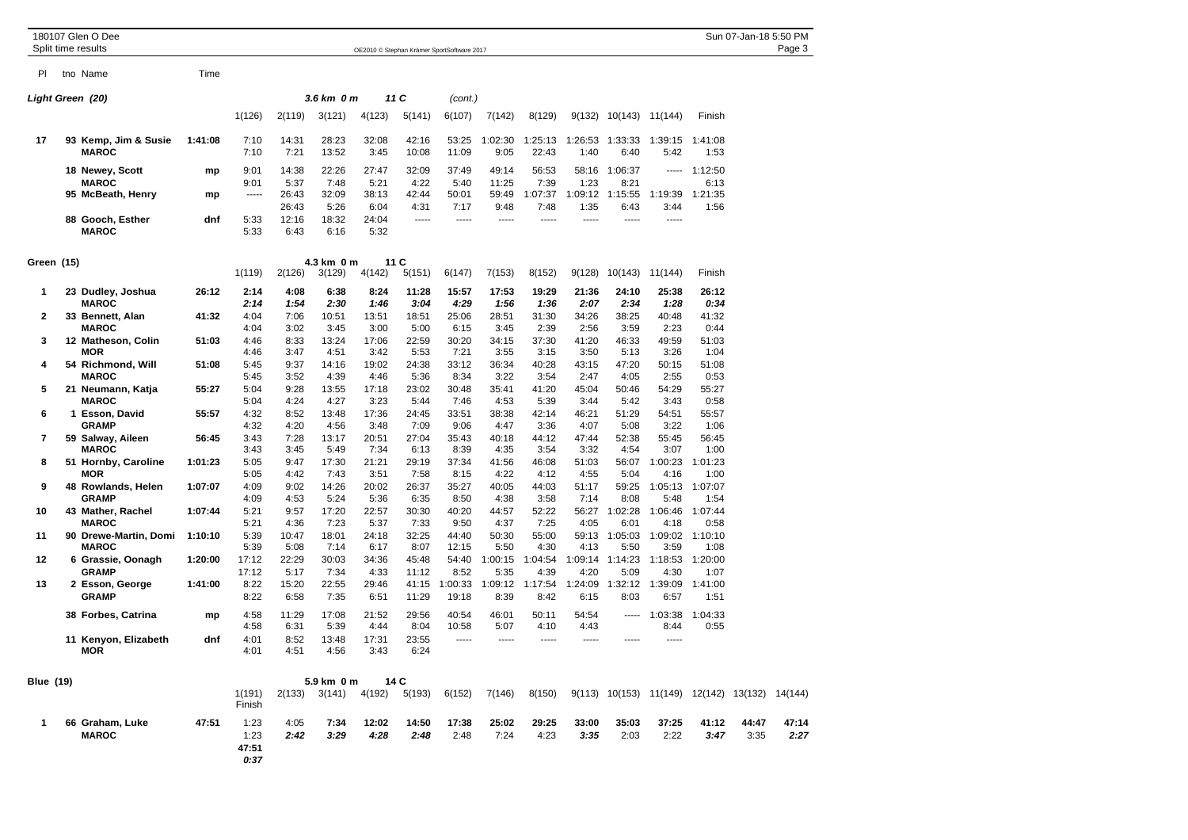180107 Glen O Dee
Split time results

OE2010 © Stephan Krämer SportSoftware 2017

## Light Green (20) — 3.6 km 0 m, 11 C (cont.)

| Pl | tno | Name | Time | 1(126) | 2(119) | 3(121) | 4(123) | 5(141) | 6(107) | 7(142) | 8(129) | 9(132) | 10(143) | 11(144) | Finish |
|---|---|---|---|---|---|---|---|---|---|---|---|---|---|---|---|
| 17 | 93 | Kemp, Jim & Susie | 1:41:08 | 7:10 | 14:31 | 28:23 | 32:08 | 42:16 | 53:25 | 1:02:30 | 1:25:13 | 1:26:53 | 1:33:33 | 1:39:15 | 1:41:08 |
| | | MAROC | | 7:10 | 7:21 | 13:52 | 3:45 | 10:08 | 11:09 | 9:05 | 22:43 | 1:40 | 6:40 | 5:42 | 1:53 |
| | 18 | Newey, Scott | mp | 9:01 | 14:38 | 22:26 | 27:47 | 32:09 | 37:49 | 49:14 | 56:53 | 58:16 | 1:06:37 | ----- | 1:12:50 |
| | | MAROC | | 9:01 | 5:37 | 7:48 | 5:21 | 4:22 | 5:40 | 11:25 | 7:39 | 1:23 | 8:21 | | 6:13 |
| | 95 | McBeath, Henry | mp | ----- | 26:43 | 32:09 | 38:13 | 42:44 | 50:01 | 59:49 | 1:07:37 | 1:09:12 | 1:15:55 | 1:19:39 | 1:21:35 |
| | | | | | 26:43 | 5:26 | 6:04 | 4:31 | 7:17 | 9:48 | 7:48 | 1:35 | 6:43 | 3:44 | 1:56 |
| | 88 | Gooch, Esther | dnf | 5:33 | 12:16 | 18:32 | 24:04 | ----- | ----- | ----- | ----- | ----- | ----- | ----- | |
| | | MAROC | | 5:33 | 6:43 | 6:16 | 5:32 | | | | | | | | |

## Green (15) — 4.3 km 0 m, 11 C

| Pl | tno | Name | Time | 1(119) | 2(126) | 3(129) | 4(142) | 5(151) | 6(147) | 7(153) | 8(152) | 9(128) | 10(143) | 11(144) | Finish |
|---|---|---|---|---|---|---|---|---|---|---|---|---|---|---|---|
| 1 | 23 | Dudley, Joshua | 26:12 | **2:14** | **4:08** | **6:38** | **8:24** | **11:28** | **15:57** | **17:53** | **19:29** | **21:36** | **24:10** | **25:38** | **26:12** |
| | | MAROC | | ***2:14*** | ***1:54*** | ***2:30*** | ***1:46*** | ***3:04*** | ***4:29*** | ***1:56*** | ***1:36*** | ***2:07*** | ***2:34*** | ***1:28*** | ***0:34*** |
| 2 | 33 | Bennett, Alan | 41:32 | 4:04 | 7:06 | 10:51 | 13:51 | 18:51 | 25:06 | 28:51 | 31:30 | 34:26 | 38:25 | 40:48 | 41:32 |
| | | MAROC | | 4:04 | 3:02 | 3:45 | 3:00 | 5:00 | 6:15 | 3:45 | 2:39 | 2:56 | 3:59 | 2:23 | 0:44 |
| 3 | 12 | Matheson, Colin | 51:03 | 4:46 | 8:33 | 13:24 | 17:06 | 22:59 | 30:20 | 34:15 | 37:30 | 41:20 | 46:33 | 49:59 | 51:03 |
| | | MOR | | 4:46 | 3:47 | 4:51 | 3:42 | 5:53 | 7:21 | 3:55 | 3:15 | 3:50 | 5:13 | 3:26 | 1:04 |
| 4 | 54 | Richmond, Will | 51:08 | 5:45 | 9:37 | 14:16 | 19:02 | 24:38 | 33:12 | 36:34 | 40:28 | 43:15 | 47:20 | 50:15 | 51:08 |
| | | MAROC | | 5:45 | 3:52 | 4:39 | 4:46 | 5:36 | 8:34 | 3:22 | 3:54 | 2:47 | 4:05 | 2:55 | 0:53 |
| 5 | 21 | Neumann, Katja | 55:27 | 5:04 | 9:28 | 13:55 | 17:18 | 23:02 | 30:48 | 35:41 | 41:20 | 45:04 | 50:46 | 54:29 | 55:27 |
| | | MAROC | | 5:04 | 4:24 | 4:27 | 3:23 | 5:44 | 7:46 | 4:53 | 5:39 | 3:44 | 5:42 | 3:43 | 0:58 |
| 6 | 1 | Esson, David | 55:57 | 4:32 | 8:52 | 13:48 | 17:36 | 24:45 | 33:51 | 38:38 | 42:14 | 46:21 | 51:29 | 54:51 | 55:57 |
| | | GRAMP | | 4:32 | 4:20 | 4:56 | 3:48 | 7:09 | 9:06 | 4:47 | 3:36 | 4:07 | 5:08 | 3:22 | 1:06 |
| 7 | 59 | Salway, Aileen | 56:45 | 3:43 | 7:28 | 13:17 | 20:51 | 27:04 | 35:43 | 40:18 | 44:12 | 47:44 | 52:38 | 55:45 | 56:45 |
| | | MAROC | | 3:43 | 3:45 | 5:49 | 7:34 | 6:13 | 8:39 | 4:35 | 3:54 | 3:32 | 4:54 | 3:07 | 1:00 |
| 8 | 51 | Hornby, Caroline | 1:01:23 | 5:05 | 9:47 | 17:30 | 21:21 | 29:19 | 37:34 | 41:56 | 46:08 | 51:03 | 56:07 | 1:00:23 | 1:01:23 |
| | | MOR | | 5:05 | 4:42 | 7:43 | 3:51 | 7:58 | 8:15 | 4:22 | 4:12 | 4:55 | 5:04 | 4:16 | 1:00 |
| 9 | 48 | Rowlands, Helen | 1:07:07 | 4:09 | 9:02 | 14:26 | 20:02 | 26:37 | 35:27 | 40:05 | 44:03 | 51:17 | 59:25 | 1:05:13 | 1:07:07 |
| | | GRAMP | | 4:09 | 4:53 | 5:24 | 5:36 | 6:35 | 8:50 | 4:38 | 3:58 | 7:14 | 8:08 | 5:48 | 1:54 |
| 10 | 43 | Mather, Rachel | 1:07:44 | 5:21 | 9:57 | 17:20 | 22:57 | 30:30 | 40:20 | 44:57 | 52:22 | 56:27 | 1:02:28 | 1:06:46 | 1:07:44 |
| | | MAROC | | 5:21 | 4:36 | 7:23 | 5:37 | 7:33 | 9:50 | 4:37 | 7:25 | 4:05 | 6:01 | 4:18 | 0:58 |
| 11 | 90 | Drewe-Martin, Domi | 1:10:10 | 5:39 | 10:47 | 18:01 | 24:18 | 32:25 | 44:40 | 50:30 | 55:00 | 59:13 | 1:05:03 | 1:09:02 | 1:10:10 |
| | | MAROC | | 5:39 | 5:08 | 7:14 | 6:17 | 8:07 | 12:15 | 5:50 | 4:30 | 4:13 | 5:50 | 3:59 | 1:08 |
| 12 | 6 | Grassie, Oonagh | 1:20:00 | 17:12 | 22:29 | 30:03 | 34:36 | 45:48 | 54:40 | 1:00:15 | 1:04:54 | 1:09:14 | 1:14:23 | 1:18:53 | 1:20:00 |
| | | GRAMP | | 17:12 | 5:17 | 7:34 | 4:33 | 11:12 | 8:52 | 5:35 | 4:39 | 4:20 | 5:09 | 4:30 | 1:07 |
| 13 | 2 | Esson, George | 1:41:00 | 8:22 | 15:20 | 22:55 | 29:46 | 41:15 | 1:00:33 | 1:09:12 | 1:17:54 | 1:24:09 | 1:32:12 | 1:39:09 | 1:41:00 |
| | | GRAMP | | 8:22 | 6:58 | 7:35 | 6:51 | 11:29 | 19:18 | 8:39 | 8:42 | 6:15 | 8:03 | 6:57 | 1:51 |
| | 38 | Forbes, Catrina | mp | 4:58 | 11:29 | 17:08 | 21:52 | 29:56 | 40:54 | 46:01 | 50:11 | 54:54 | ----- | 1:03:38 | 1:04:33 |
| | | | | 4:58 | 6:31 | 5:39 | 4:44 | 8:04 | 10:58 | 5:07 | 4:10 | 4:43 | | 8:44 | 0:55 |
| | 11 | Kenyon, Elizabeth | dnf | 4:01 | 8:52 | 13:48 | 17:31 | 23:55 | ----- | ----- | ----- | ----- | ----- | ----- | |
| | | MOR | | 4:01 | 4:51 | 4:56 | 3:43 | 6:24 | | | | | | | |

## Blue (19) — 5.9 km 0 m, 14 C

| Pl | tno | Name | Time | 1(191) | 2(133) | 3(141) | 4(192) | 5(193) | 6(152) | 7(146) | 8(150) | 9(113) | 10(153) | 11(149) | 12(142) | 13(132) | 14(144) |
|---|---|---|---|---|---|---|---|---|---|---|---|---|---|---|---|---|---|
| | | | | Finish | | | | | | | | | | | | | |
| 1 | 66 | Graham, Luke | 47:51 | 1:23 | 4:05 | **7:34** | **12:02** | **14:50** | 17:38 | 25:02 | 29:25 | 33:00 | 35:03 | 37:25 | 41:12 | **44:47** | **47:14** |
| | | MAROC | | 1:23 | ***2:42*** | ***3:29*** | ***4:28*** | ***2:48*** | 2:48 | 7:24 | 4:23 | ***3:35*** | 2:03 | 2:22 | ***3:47*** | 3:35 | ***2:27*** |
| | | | | **47:51** | | | | | | | | | | | | | |
| | | | | ***0:37*** | | | | | | | | | | | | | |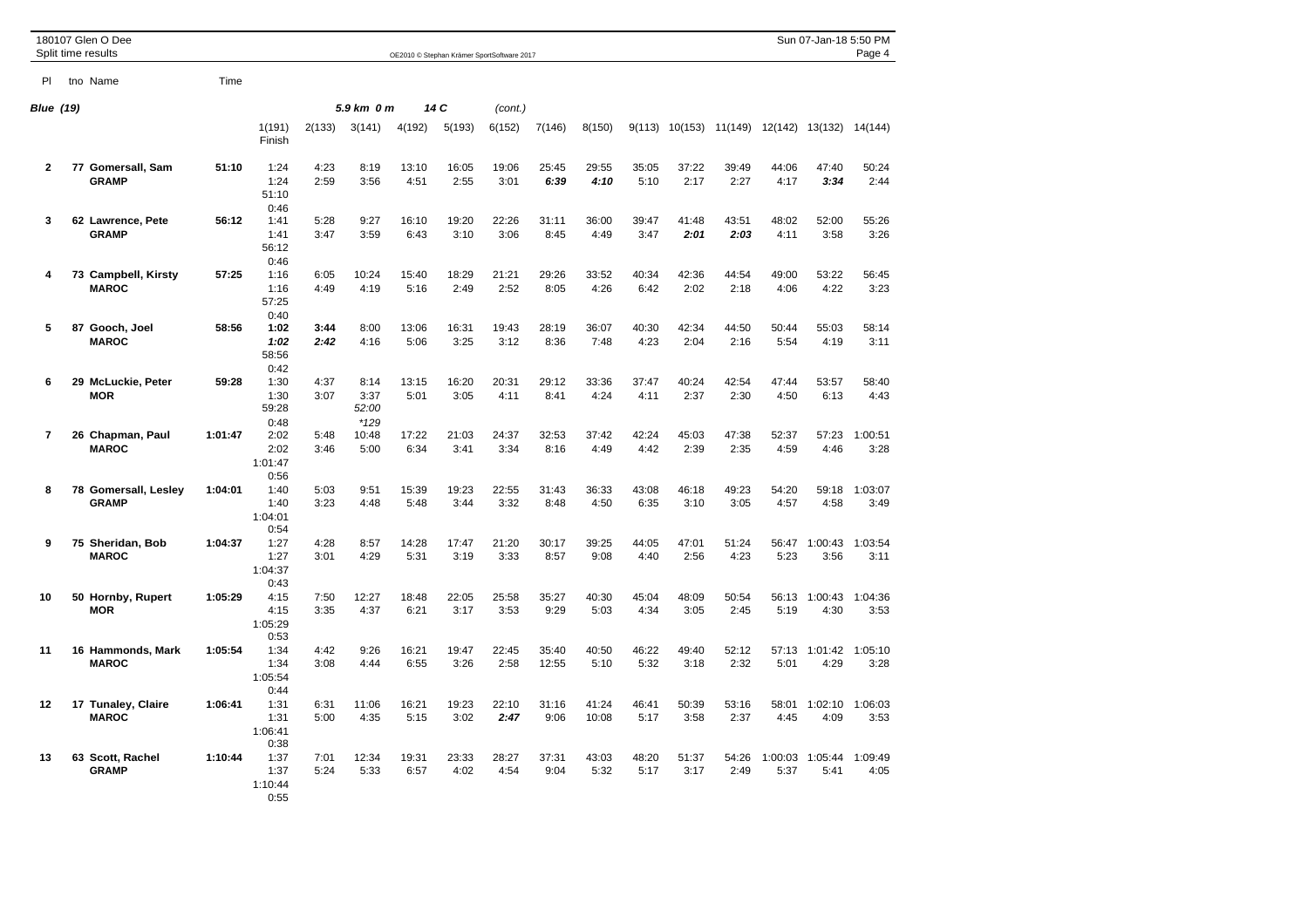180107 Glen O Dee
Split time results

OE2010 © Stephan Krämer SportSoftware 2017

Sun 07-Jan-18 5:50 PM

**Blue (19)** — *5.9 km 0 m* — *14 C* — *(cont.)*

| Pl | tno Name | Time | 1(191) Finish | 2(133) | 3(141) | 4(192) | 5(193) | 6(152) | 7(146) | 8(150) | 9(113) | 10(153) | 11(149) | 12(142) | 13(132) | 14(144) |
|---|---|---|---|---|---|---|---|---|---|---|---|---|---|---|---|---|
| **2** | **77 Gomersall, Sam** | **51:10** | 1:24 | 4:23 | 8:19 | 13:10 | 16:05 | 19:06 | 25:45 | 29:55 | 35:05 | 37:22 | 39:49 | 44:06 | 47:40 | 50:24 |
| | **GRAMP** | | 1:24 | 2:59 | 3:56 | 4:51 | 2:55 | 3:01 | ***6:39*** | ***4:10*** | 5:10 | 2:17 | 2:27 | 4:17 | ***3:34*** | 2:44 |
| | | | 51:10 | | | | | | | | | | | | | |
| | | | 0:46 | | | | | | | | | | | | | |
| **3** | **62 Lawrence, Pete** | **56:12** | 1:41 | 5:28 | 9:27 | 16:10 | 19:20 | 22:26 | 31:11 | 36:00 | 39:47 | 41:48 | 43:51 | 48:02 | 52:00 | 55:26 |
| | **GRAMP** | | 1:41 | 3:47 | 3:59 | 6:43 | 3:10 | 3:06 | 8:45 | 4:49 | 3:47 | ***2:01*** | ***2:03*** | 4:11 | 3:58 | 3:26 |
| | | | 56:12 | | | | | | | | | | | | | |
| | | | 0:46 | | | | | | | | | | | | | |
| **4** | **73 Campbell, Kirsty** | **57:25** | 1:16 | 6:05 | 10:24 | 15:40 | 18:29 | 21:21 | 29:26 | 33:52 | 40:34 | 42:36 | 44:54 | 49:00 | 53:22 | 56:45 |
| | **MAROC** | | 1:16 | 4:49 | 4:19 | 5:16 | 2:49 | 2:52 | 8:05 | 4:26 | 6:42 | 2:02 | 2:18 | 4:06 | 4:22 | 3:23 |
| | | | 57:25 | | | | | | | | | | | | | |
| | | | 0:40 | | | | | | | | | | | | | |
| **5** | **87 Gooch, Joel** | **58:56** | **1:02** | **3:44** | 8:00 | 13:06 | 16:31 | 19:43 | 28:19 | 36:07 | 40:30 | 42:34 | 44:50 | 50:44 | 55:03 | 58:14 |
| | **MAROC** | | ***1:02*** | ***2:42*** | 4:16 | 5:06 | 3:25 | 3:12 | 8:36 | 7:48 | 4:23 | 2:04 | 2:16 | 5:54 | 4:19 | 3:11 |
| | | | 58:56 | | | | | | | | | | | | | |
| | | | 0:42 | | | | | | | | | | | | | |
| **6** | **29 McLuckie, Peter** | **59:28** | 1:30 | 4:37 | 8:14 | 13:15 | 16:20 | 20:31 | 29:12 | 33:36 | 37:47 | 40:24 | 42:54 | 47:44 | 53:57 | 58:40 |
| | **MOR** | | 1:30 | 3:07 | 3:37 | 5:01 | 3:05 | 4:11 | 8:41 | 4:24 | 4:11 | 2:37 | 2:30 | 4:50 | 6:13 | 4:43 |
| | | | 59:28 | | *52:00* | | | | | | | | | | | |
| | | | 0:48 | | *\*129* | | | | | | | | | | | |
| **7** | **26 Chapman, Paul** | **1:01:47** | 2:02 | 5:48 | 10:48 | 17:22 | 21:03 | 24:37 | 32:53 | 37:42 | 42:24 | 45:03 | 47:38 | 52:37 | 57:23 | 1:00:51 |
| | **MAROC** | | 2:02 | 3:46 | 5:00 | 6:34 | 3:41 | 3:34 | 8:16 | 4:49 | 4:42 | 2:39 | 2:35 | 4:59 | 4:46 | 3:28 |
| | | | 1:01:47 | | | | | | | | | | | | | |
| | | | 0:56 | | | | | | | | | | | | | |
| **8** | **78 Gomersall, Lesley** | **1:04:01** | 1:40 | 5:03 | 9:51 | 15:39 | 19:23 | 22:55 | 31:43 | 36:33 | 43:08 | 46:18 | 49:23 | 54:20 | 59:18 | 1:03:07 |
| | **GRAMP** | | 1:40 | 3:23 | 4:48 | 5:48 | 3:44 | 3:32 | 8:48 | 4:50 | 6:35 | 3:10 | 3:05 | 4:57 | 4:58 | 3:49 |
| | | | 1:04:01 | | | | | | | | | | | | | |
| | | | 0:54 | | | | | | | | | | | | | |
| **9** | **75 Sheridan, Bob** | **1:04:37** | 1:27 | 4:28 | 8:57 | 14:28 | 17:47 | 21:20 | 30:17 | 39:25 | 44:05 | 47:01 | 51:24 | 56:47 | 1:00:43 | 1:03:54 |
| | **MAROC** | | 1:27 | 3:01 | 4:29 | 5:31 | 3:19 | 3:33 | 8:57 | 9:08 | 4:40 | 2:56 | 4:23 | 5:23 | 3:56 | 3:11 |
| | | | 1:04:37 | | | | | | | | | | | | | |
| | | | 0:43 | | | | | | | | | | | | | |
| **10** | **50 Hornby, Rupert** | **1:05:29** | 4:15 | 7:50 | 12:27 | 18:48 | 22:05 | 25:58 | 35:27 | 40:30 | 45:04 | 48:09 | 50:54 | 56:13 | 1:00:43 | 1:04:36 |
| | **MOR** | | 4:15 | 3:35 | 4:37 | 6:21 | 3:17 | 3:53 | 9:29 | 5:03 | 4:34 | 3:05 | 2:45 | 5:19 | 4:30 | 3:53 |
| | | | 1:05:29 | | | | | | | | | | | | | |
| | | | 0:53 | | | | | | | | | | | | | |
| **11** | **16 Hammonds, Mark** | **1:05:54** | 1:34 | 4:42 | 9:26 | 16:21 | 19:47 | 22:45 | 35:40 | 40:50 | 46:22 | 49:40 | 52:12 | 57:13 | 1:01:42 | 1:05:10 |
| | **MAROC** | | 1:34 | 3:08 | 4:44 | 6:55 | 3:26 | 2:58 | 12:55 | 5:10 | 5:32 | 3:18 | 2:32 | 5:01 | 4:29 | 3:28 |
| | | | 1:05:54 | | | | | | | | | | | | | |
| | | | 0:44 | | | | | | | | | | | | | |
| **12** | **17 Tunaley, Claire** | **1:06:41** | 1:31 | 6:31 | 11:06 | 16:21 | 19:23 | 22:10 | 31:16 | 41:24 | 46:41 | 50:39 | 53:16 | 58:01 | 1:02:10 | 1:06:03 |
| | **MAROC** | | 1:31 | 5:00 | 4:35 | 5:15 | 3:02 | ***2:47*** | 9:06 | 10:08 | 5:17 | 3:58 | 2:37 | 4:45 | 4:09 | 3:53 |
| | | | 1:06:41 | | | | | | | | | | | | | |
| | | | 0:38 | | | | | | | | | | | | | |
| **13** | **63 Scott, Rachel** | **1:10:44** | 1:37 | 7:01 | 12:34 | 19:31 | 23:33 | 28:27 | 37:31 | 43:03 | 48:20 | 51:37 | 54:26 | 1:00:03 | 1:05:44 | 1:09:49 |
| | **GRAMP** | | 1:37 | 5:24 | 5:33 | 6:57 | 4:02 | 4:54 | 9:04 | 5:32 | 5:17 | 3:17 | 2:49 | 5:37 | 5:41 | 4:05 |
| | | | 1:10:44 | | | | | | | | | | | | | |
| | | | 0:55 | | | | | | | | | | | | | |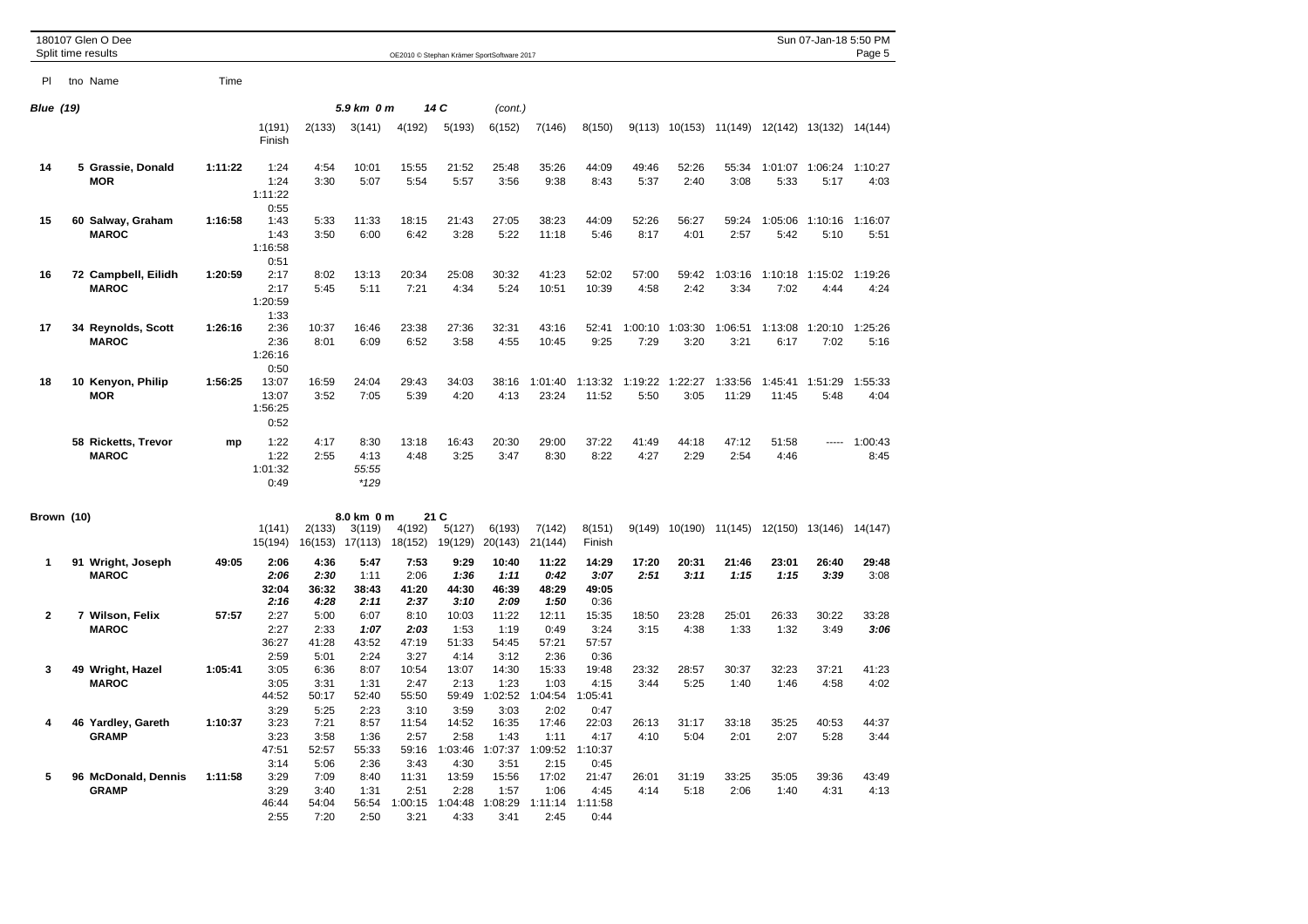180107 Glen O Dee
Split time results

OE2010 © Stephan Krämer SportSoftware 2017

Sun 07-Jan-18 5:50 PM

## Blue (19) — 5.9 km 0 m — 14 C (cont.)

| Pl | tno Name | Time | 1(191) Finish | 2(133) | 3(141) | 4(192) | 5(193) | 6(152) | 7(146) | 8(150) | 9(113) | 10(153) | 11(149) | 12(142) | 13(132) | 14(144) |
|---|---|---|---|---|---|---|---|---|---|---|---|---|---|---|---|---|
| 14 | 5 Grassie, Donald MOR | 1:11:22 | 1:24 / 1:24 / 1:11:22 / 0:55 | 4:54 / 3:30 | 10:01 / 5:07 | 15:55 / 5:54 | 21:52 / 5:57 | 25:48 / 3:56 | 35:26 / 9:38 | 44:09 / 8:43 | 49:46 / 5:37 | 52:26 / 2:40 | 55:34 / 3:08 | 1:01:07 / 5:33 | 1:06:24 / 5:17 | 1:10:27 / 4:03 |
| 15 | 60 Salway, Graham MAROC | 1:16:58 | 1:43 / 1:43 / 1:16:58 / 0:51 | 5:33 / 3:50 | 11:33 / 6:00 | 18:15 / 6:42 | 21:43 / 3:28 | 27:05 / 5:22 | 38:23 / 11:18 | 44:09 / 5:46 | 52:26 / 8:17 | 56:27 / 4:01 | 59:24 / 2:57 | 1:05:06 / 5:42 | 1:10:16 / 5:10 | 1:16:07 / 5:51 |
| 16 | 72 Campbell, Eilidh MAROC | 1:20:59 | 2:17 / 2:17 / 1:20:59 / 1:33 | 8:02 / 5:45 | 13:13 / 5:11 | 20:34 / 7:21 | 25:08 / 4:34 | 30:32 / 5:24 | 41:23 / 10:51 | 52:02 / 10:39 | 57:00 / 4:58 | 59:42 / 2:42 | 1:03:16 / 3:34 | 1:10:18 / 7:02 | 1:15:02 / 4:44 | 1:19:26 / 4:24 |
| 17 | 34 Reynolds, Scott MAROC | 1:26:16 | 2:36 / 2:36 / 1:26:16 / 0:50 | 10:37 / 8:01 | 16:46 / 6:09 | 23:38 / 6:52 | 27:36 / 3:58 | 32:31 / 4:55 | 43:16 / 10:45 | 52:41 / 9:25 | 1:00:10 / 7:29 | 1:03:30 / 3:20 | 1:06:51 / 3:21 | 1:13:08 / 6:17 | 1:20:10 / 7:02 | 1:25:26 / 5:16 |
| 18 | 10 Kenyon, Philip MOR | 1:56:25 | 13:07 / 13:07 / 1:56:25 / 0:52 | 16:59 / 3:52 | 24:04 / 7:05 | 29:43 / 5:39 | 34:03 / 4:20 | 38:16 / 4:13 | 1:01:40 / 23:24 | 1:13:32 / 11:52 | 1:19:22 / 5:50 | 1:22:27 / 3:05 | 1:33:56 / 11:29 | 1:45:41 / 11:45 | 1:51:29 / 5:48 | 1:55:33 / 4:04 |
| | 58 Ricketts, Trevor MAROC | mp | 1:22 / 1:22 / 1:01:32 / 0:49 | 4:17 / 2:55 | 8:30 / 4:13 / 55:55 / *129 | 13:18 / 4:48 | 16:43 / 3:25 | 20:30 / 3:47 | 29:00 / 8:30 | 37:22 / 8:22 | 41:49 / 4:27 | 44:18 / 2:29 | 47:12 / 2:54 | 51:58 / 4:46 | ----- | 1:00:43 / 8:45 |

## Brown (10) — 8.0 km 0 m — 21 C

| Pl | tno Name | Time | 1(141) 15(194) | 2(133) 16(153) | 3(119) 17(113) | 4(192) 18(152) | 5(127) 19(129) | 6(193) 20(143) | 7(142) 21(144) | 8(151) Finish | 9(149) | 10(190) | 11(145) | 12(150) | 13(146) | 14(147) |
|---|---|---|---|---|---|---|---|---|---|---|---|---|---|---|---|---|
| 1 | 91 Wright, Joseph MAROC | 49:05 | **2:06** / ***2:06*** / **32:04** / ***2:16*** | **4:36** / ***2:30*** / **36:32** / ***4:28*** | **5:47** / 1:11 / **38:43** / ***2:11*** | **7:53** / 2:06 / **41:20** / ***2:37*** | **9:29** / ***1:36*** / **44:30** / ***3:10*** | **10:40** / ***1:11*** / **46:39** / ***2:09*** | **11:22** / ***0:42*** / **48:29** / ***1:50*** | **14:29** / ***3:07*** / **49:05** / 0:36 | **17:20** / ***2:51*** | **20:31** / ***3:11*** | **21:46** / ***1:15*** | **23:01** / ***1:15*** | **26:40** / ***3:39*** | **29:48** / 3:08 |
| 2 | 7 Wilson, Felix MAROC | 57:57 | 2:27 / 2:27 / 36:27 / 2:59 | 5:00 / 2:33 / 41:28 / 5:01 | 6:07 / ***1:07*** / 43:52 / 2:24 | 8:10 / ***2:03*** / 47:19 / 3:27 | 10:03 / 1:53 / 51:33 / 4:14 | 11:22 / 1:19 / 54:45 / 3:12 | 12:11 / 0:49 / 57:21 / 2:36 | 15:35 / 3:24 / 57:57 / 0:36 | 18:50 / 3:15 | 23:28 / 4:38 | 25:01 / 1:33 | 26:33 / 1:32 | 30:22 / 3:49 | 33:28 / ***3:06*** |
| 3 | 49 Wright, Hazel MAROC | 1:05:41 | 3:05 / 3:05 / 44:52 / 3:29 | 6:36 / 3:31 / 50:17 / 5:25 | 8:07 / 1:31 / 52:40 / 2:23 | 10:54 / 2:47 / 55:50 / 3:10 | 13:07 / 2:13 / 59:49 / 3:59 | 14:30 / 1:23 / 1:02:52 / 3:03 | 15:33 / 1:03 / 1:04:54 / 2:02 | 19:48 / 4:15 / 1:05:41 / 0:47 | 23:32 / 3:44 | 28:57 / 5:25 | 30:37 / 1:40 | 32:23 / 1:46 | 37:21 / 4:58 | 41:23 / 4:02 |
| 4 | 46 Yardley, Gareth GRAMP | 1:10:37 | 3:23 / 3:23 / 47:51 / 3:14 | 7:21 / 3:58 / 52:57 / 5:06 | 8:57 / 1:36 / 55:33 / 2:36 | 11:54 / 2:57 / 59:16 / 3:43 | 14:52 / 2:58 / 1:03:46 / 4:30 | 16:35 / 1:43 / 1:07:37 / 3:51 | 17:46 / 1:11 / 1:09:52 / 2:15 | 22:03 / 4:17 / 1:10:37 / 0:45 | 26:13 / 4:10 | 31:17 / 5:04 | 33:18 / 2:01 | 35:25 / 2:07 | 40:53 / 5:28 | 44:37 / 3:44 |
| 5 | 96 McDonald, Dennis GRAMP | 1:11:58 | 3:29 / 3:29 / 46:44 / 2:55 | 7:09 / 3:40 / 54:04 / 7:20 | 8:40 / 1:31 / 56:54 / 2:50 | 11:31 / 2:51 / 1:00:15 / 3:21 | 13:59 / 2:28 / 1:04:48 / 4:33 | 15:56 / 1:57 / 1:08:29 / 3:41 | 17:02 / 1:06 / 1:11:14 / 2:45 | 21:47 / 4:45 / 1:11:58 / 0:44 | 26:01 / 4:14 | 31:19 / 5:18 | 33:25 / 2:06 | 35:05 / 1:40 | 39:36 / 4:31 | 43:49 / 4:13 |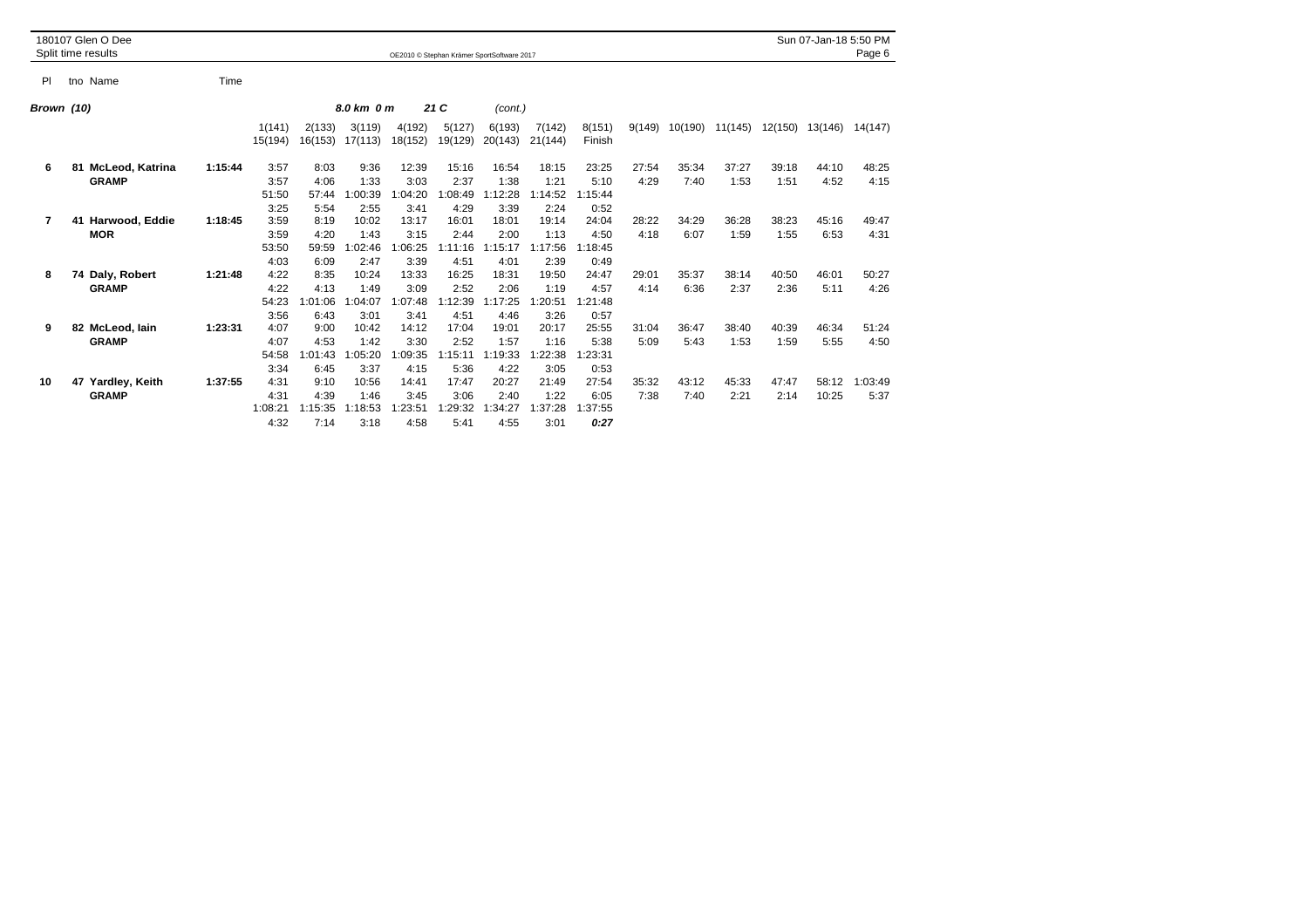180107 Glen O Dee
Split time results

OE2010 © Stephan Krämer SportSoftware 2017

Sun 07-Jan-18 5:50 PM

**Brown (10)** 8.0 km 0 m 21 C (cont.)

| Pl | tno Name | Time | 1(141) / 15(194) | 2(133) / 16(153) | 3(119) / 17(113) | 4(192) / 18(152) | 5(127) / 19(129) | 6(193) / 20(143) | 7(142) / 21(144) | 8(151) / Finish | 9(149) | 10(190) | 11(145) | 12(150) | 13(146) | 14(147) |
|---|---|---|---|---|---|---|---|---|---|---|---|---|---|---|---|---|
| **6** | **81 McLeod, Katrina** | **1:15:44** | 3:57 | 8:03 | 9:36 | 12:39 | 15:16 | 16:54 | 18:15 | 23:25 | 27:54 | 35:34 | 37:27 | 39:18 | 44:10 | 48:25 |
| | **GRAMP** | | 3:57 | 4:06 | 1:33 | 3:03 | 2:37 | 1:38 | 1:21 | 5:10 | 4:29 | 7:40 | 1:53 | 1:51 | 4:52 | 4:15 |
| | | | 51:50 | 57:44 | 1:00:39 | 1:04:20 | 1:08:49 | 1:12:28 | 1:14:52 | 1:15:44 | | | | | | |
| | | | 3:25 | 5:54 | 2:55 | 3:41 | 4:29 | 3:39 | 2:24 | 0:52 | | | | | | |
| **7** | **41 Harwood, Eddie** | **1:18:45** | 3:59 | 8:19 | 10:02 | 13:17 | 16:01 | 18:01 | 19:14 | 24:04 | 28:22 | 34:29 | 36:28 | 38:23 | 45:16 | 49:47 |
| | **MOR** | | 3:59 | 4:20 | 1:43 | 3:15 | 2:44 | 2:00 | 1:13 | 4:50 | 4:18 | 6:07 | 1:59 | 1:55 | 6:53 | 4:31 |
| | | | 53:50 | 59:59 | 1:02:46 | 1:06:25 | 1:11:16 | 1:15:17 | 1:17:56 | 1:18:45 | | | | | | |
| | | | 4:03 | 6:09 | 2:47 | 3:39 | 4:51 | 4:01 | 2:39 | 0:49 | | | | | | |
| **8** | **74 Daly, Robert** | **1:21:48** | 4:22 | 8:35 | 10:24 | 13:33 | 16:25 | 18:31 | 19:50 | 24:47 | 29:01 | 35:37 | 38:14 | 40:50 | 46:01 | 50:27 |
| | **GRAMP** | | 4:22 | 4:13 | 1:49 | 3:09 | 2:52 | 2:06 | 1:19 | 4:57 | 4:14 | 6:36 | 2:37 | 2:36 | 5:11 | 4:26 |
| | | | 54:23 | 1:01:06 | 1:04:07 | 1:07:48 | 1:12:39 | 1:17:25 | 1:20:51 | 1:21:48 | | | | | | |
| | | | 3:56 | 6:43 | 3:01 | 3:41 | 4:51 | 4:46 | 3:26 | 0:57 | | | | | | |
| **9** | **82 McLeod, Iain** | **1:23:31** | 4:07 | 9:00 | 10:42 | 14:12 | 17:04 | 19:01 | 20:17 | 25:55 | 31:04 | 36:47 | 38:40 | 40:39 | 46:34 | 51:24 |
| | **GRAMP** | | 4:07 | 4:53 | 1:42 | 3:30 | 2:52 | 1:57 | 1:16 | 5:38 | 5:09 | 5:43 | 1:53 | 1:59 | 5:55 | 4:50 |
| | | | 54:58 | 1:01:43 | 1:05:20 | 1:09:35 | 1:15:11 | 1:19:33 | 1:22:38 | 1:23:31 | | | | | | |
| | | | 3:34 | 6:45 | 3:37 | 4:15 | 5:36 | 4:22 | 3:05 | 0:53 | | | | | | |
| **10** | **47 Yardley, Keith** | **1:37:55** | 4:31 | 9:10 | 10:56 | 14:41 | 17:47 | 20:27 | 21:49 | 27:54 | 35:32 | 43:12 | 45:33 | 47:47 | 58:12 | 1:03:49 |
| | **GRAMP** | | 4:31 | 4:39 | 1:46 | 3:45 | 3:06 | 2:40 | 1:22 | 6:05 | 7:38 | 7:40 | 2:21 | 2:14 | 10:25 | 5:37 |
| | | | 1:08:21 | 1:15:35 | 1:18:53 | 1:23:51 | 1:29:32 | 1:34:27 | 1:37:28 | 1:37:55 | | | | | | |
| | | | 4:32 | 7:14 | 3:18 | 4:58 | 5:41 | 4:55 | 3:01 | ***0:27*** | | | | | | |